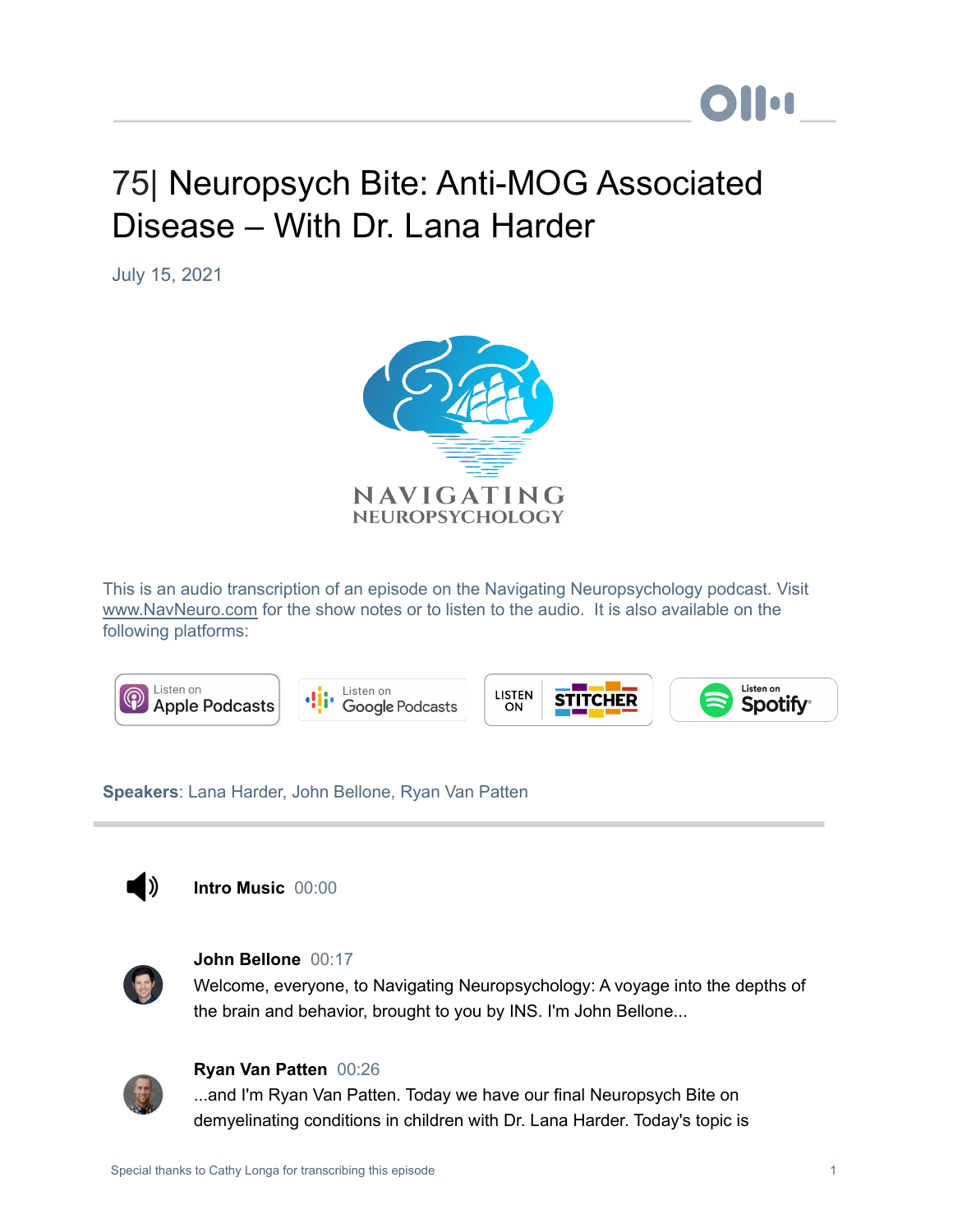# 75| Neuropsych Bite: Anti-MOG Associated Disease – With Dr. Lana Harder

July 15, 2021

NAVIGATING NEUROPSYCHOLOGY

This is an audio transcription of an episode on the Navigating Neuropsychology podcast. Visit www.NavNeuro.com for the show notes or to listen to the audio. It is also available on the following platforms:

Listen on Apple Podcasts | Listen on Google Podcasts | Listen on Stitcher | Listen on Spotify

**Speakers**: Lana Harder, John Bellone, Ryan Van Patten

---

**Intro Music** 00:00

**John Bellone** 00:17
Welcome, everyone, to Navigating Neuropsychology: A voyage into the depths of the brain and behavior, brought to you by INS. I'm John Bellone...

**Ryan Van Patten** 00:26
...and I'm Ryan Van Patten. Today we have our final Neuropsych Bite on demyelinating conditions in children with Dr. Lana Harder. Today's topic is

Special thanks to Cathy Longa for transcribing this episode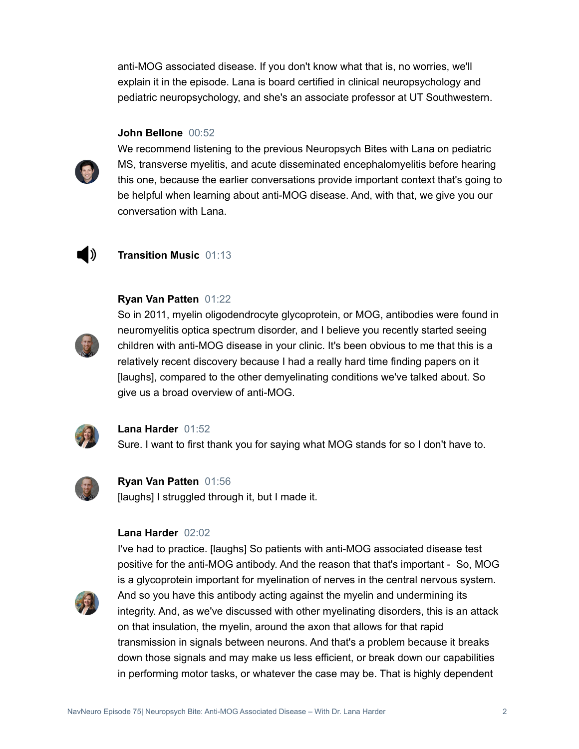anti-MOG associated disease. If you don't know what that is, no worries, we'll explain it in the episode. Lana is board certified in clinical neuropsychology and pediatric neuropsychology, and she's an associate professor at UT Southwestern.

**John Bellone** 00:52

We recommend listening to the previous Neuropsych Bites with Lana on pediatric MS, transverse myelitis, and acute disseminated encephalomyelitis before hearing this one, because the earlier conversations provide important context that's going to be helpful when learning about anti-MOG disease. And, with that, we give you our conversation with Lana.

**Transition Music** 01:13

**Ryan Van Patten** 01:22

So in 2011, myelin oligodendrocyte glycoprotein, or MOG, antibodies were found in neuromyelitis optica spectrum disorder, and I believe you recently started seeing children with anti-MOG disease in your clinic. It's been obvious to me that this is a relatively recent discovery because I had a really hard time finding papers on it [laughs], compared to the other demyelinating conditions we've talked about. So give us a broad overview of anti-MOG.

**Lana Harder** 01:52

Sure. I want to first thank you for saying what MOG stands for so I don't have to.

**Ryan Van Patten** 01:56

[laughs] I struggled through it, but I made it.

**Lana Harder** 02:02

I've had to practice. [laughs] So patients with anti-MOG associated disease test positive for the anti-MOG antibody. And the reason that that's important - So, MOG is a glycoprotein important for myelination of nerves in the central nervous system. And so you have this antibody acting against the myelin and undermining its integrity. And, as we've discussed with other myelinating disorders, this is an attack on that insulation, the myelin, around the axon that allows for that rapid transmission in signals between neurons. And that's a problem because it breaks down those signals and may make us less efficient, or break down our capabilities in performing motor tasks, or whatever the case may be. That is highly dependent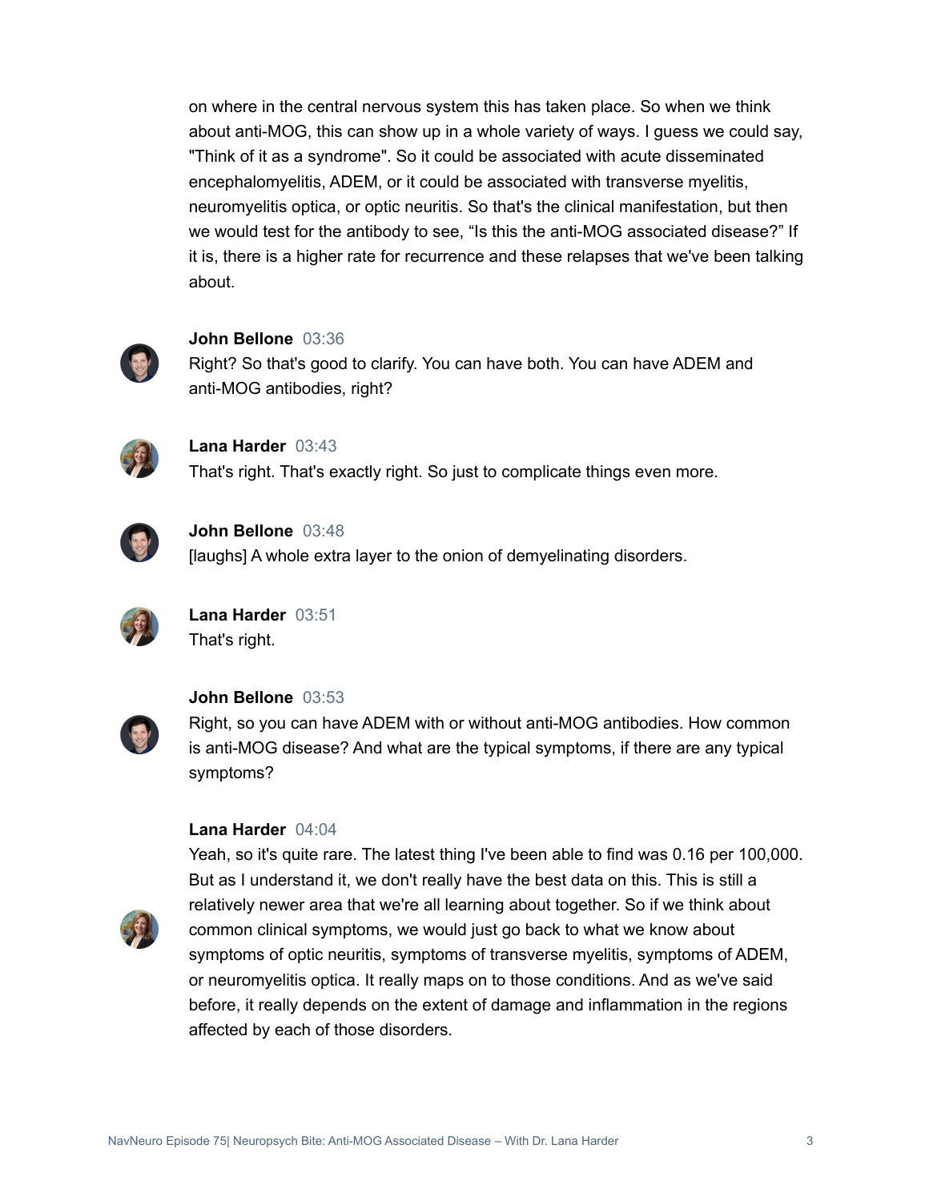on where in the central nervous system this has taken place. So when we think about anti-MOG, this can show up in a whole variety of ways. I guess we could say, "Think of it as a syndrome". So it could be associated with acute disseminated encephalomyelitis, ADEM, or it could be associated with transverse myelitis, neuromyelitis optica, or optic neuritis. So that's the clinical manifestation, but then we would test for the antibody to see, “Is this the anti-MOG associated disease?” If it is, there is a higher rate for recurrence and these relapses that we've been talking about.

**John Bellone** 03:36
Right? So that's good to clarify. You can have both. You can have ADEM and anti-MOG antibodies, right?

**Lana Harder** 03:43
That's right. That's exactly right. So just to complicate things even more.

**John Bellone** 03:48
[laughs] A whole extra layer to the onion of demyelinating disorders.

**Lana Harder** 03:51
That's right.

**John Bellone** 03:53
Right, so you can have ADEM with or without anti-MOG antibodies. How common is anti-MOG disease? And what are the typical symptoms, if there are any typical symptoms?

**Lana Harder** 04:04
Yeah, so it's quite rare. The latest thing I've been able to find was 0.16 per 100,000. But as I understand it, we don't really have the best data on this. This is still a relatively newer area that we're all learning about together. So if we think about common clinical symptoms, we would just go back to what we know about symptoms of optic neuritis, symptoms of transverse myelitis, symptoms of ADEM, or neuromyelitis optica. It really maps on to those conditions. And as we've said before, it really depends on the extent of damage and inflammation in the regions affected by each of those disorders.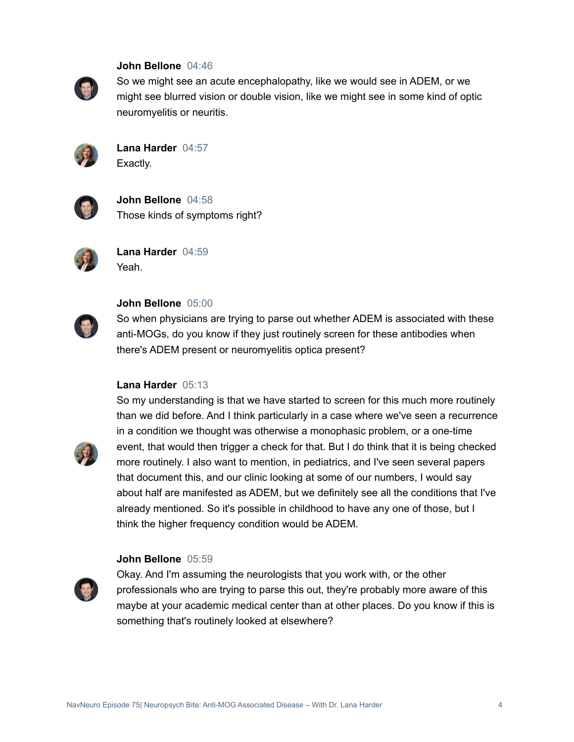**John Bellone** 04:46
So we might see an acute encephalopathy, like we would see in ADEM, or we might see blurred vision or double vision, like we might see in some kind of optic neuromyelitis or neuritis.

**Lana Harder** 04:57
Exactly.

**John Bellone** 04:58
Those kinds of symptoms right?

**Lana Harder** 04:59
Yeah.

**John Bellone** 05:00
So when physicians are trying to parse out whether ADEM is associated with these anti-MOGs, do you know if they just routinely screen for these antibodies when there's ADEM present or neuromyelitis optica present?

**Lana Harder** 05:13
So my understanding is that we have started to screen for this much more routinely than we did before. And I think particularly in a case where we've seen a recurrence in a condition we thought was otherwise a monophasic problem, or a one-time event, that would then trigger a check for that. But I do think that it is being checked more routinely. I also want to mention, in pediatrics, and I've seen several papers that document this, and our clinic looking at some of our numbers, I would say about half are manifested as ADEM, but we definitely see all the conditions that I've already mentioned. So it's possible in childhood to have any one of those, but I think the higher frequency condition would be ADEM.

**John Bellone** 05:59
Okay. And I'm assuming the neurologists that you work with, or the other professionals who are trying to parse this out, they're probably more aware of this maybe at your academic medical center than at other places. Do you know if this is something that's routinely looked at elsewhere?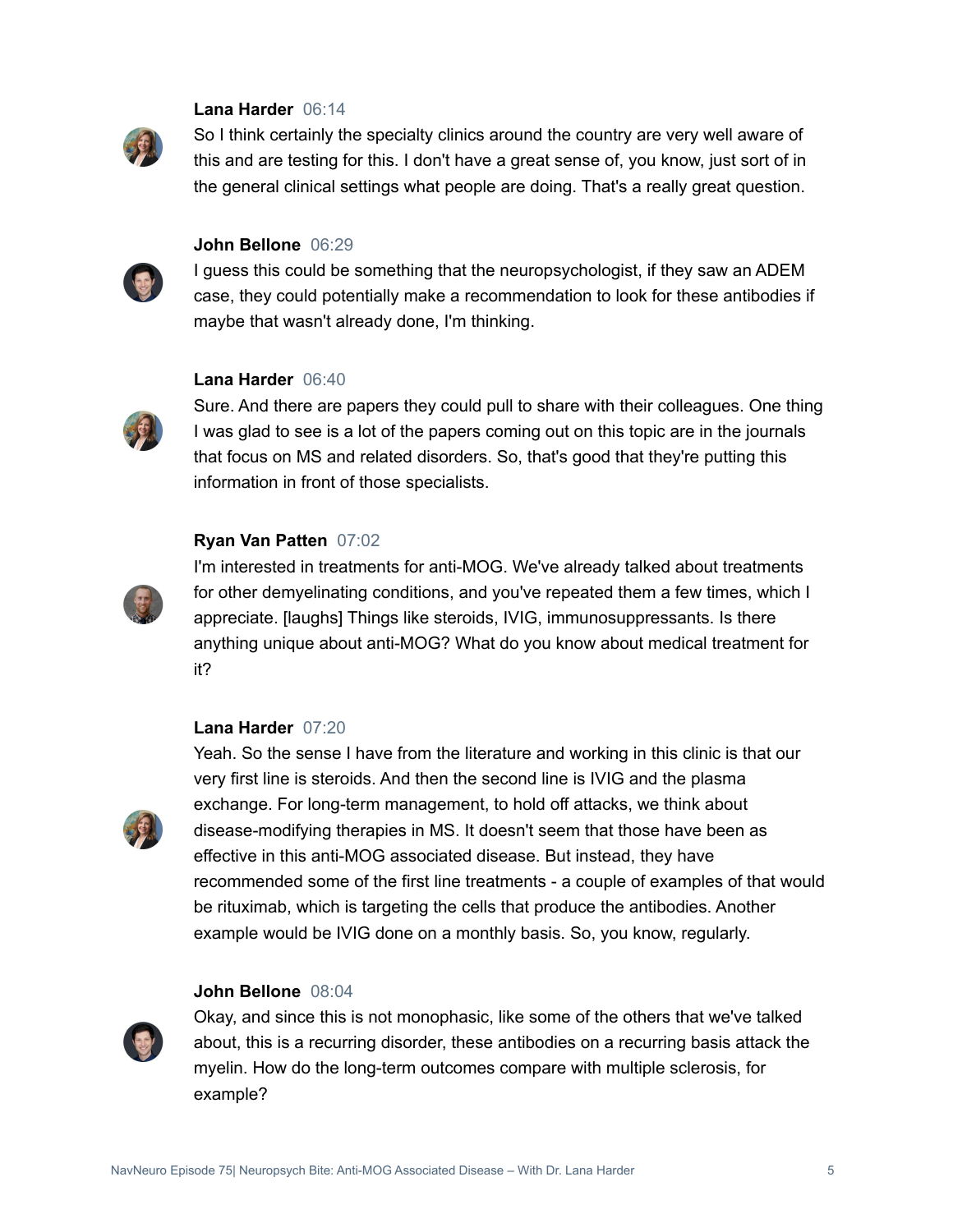**Lana Harder** 06:14

So I think certainly the specialty clinics around the country are very well aware of this and are testing for this. I don't have a great sense of, you know, just sort of in the general clinical settings what people are doing. That's a really great question.

**John Bellone** 06:29

I guess this could be something that the neuropsychologist, if they saw an ADEM case, they could potentially make a recommendation to look for these antibodies if maybe that wasn't already done, I'm thinking.

**Lana Harder** 06:40

Sure. And there are papers they could pull to share with their colleagues. One thing I was glad to see is a lot of the papers coming out on this topic are in the journals that focus on MS and related disorders. So, that's good that they're putting this information in front of those specialists.

**Ryan Van Patten** 07:02

I'm interested in treatments for anti-MOG. We've already talked about treatments for other demyelinating conditions, and you've repeated them a few times, which I appreciate. [laughs] Things like steroids, IVIG, immunosuppressants. Is there anything unique about anti-MOG? What do you know about medical treatment for it?

**Lana Harder** 07:20

Yeah. So the sense I have from the literature and working in this clinic is that our very first line is steroids. And then the second line is IVIG and the plasma exchange. For long-term management, to hold off attacks, we think about disease-modifying therapies in MS. It doesn't seem that those have been as effective in this anti-MOG associated disease. But instead, they have recommended some of the first line treatments - a couple of examples of that would be rituximab, which is targeting the cells that produce the antibodies. Another example would be IVIG done on a monthly basis. So, you know, regularly.

**John Bellone** 08:04

Okay, and since this is not monophasic, like some of the others that we've talked about, this is a recurring disorder, these antibodies on a recurring basis attack the myelin. How do the long-term outcomes compare with multiple sclerosis, for example?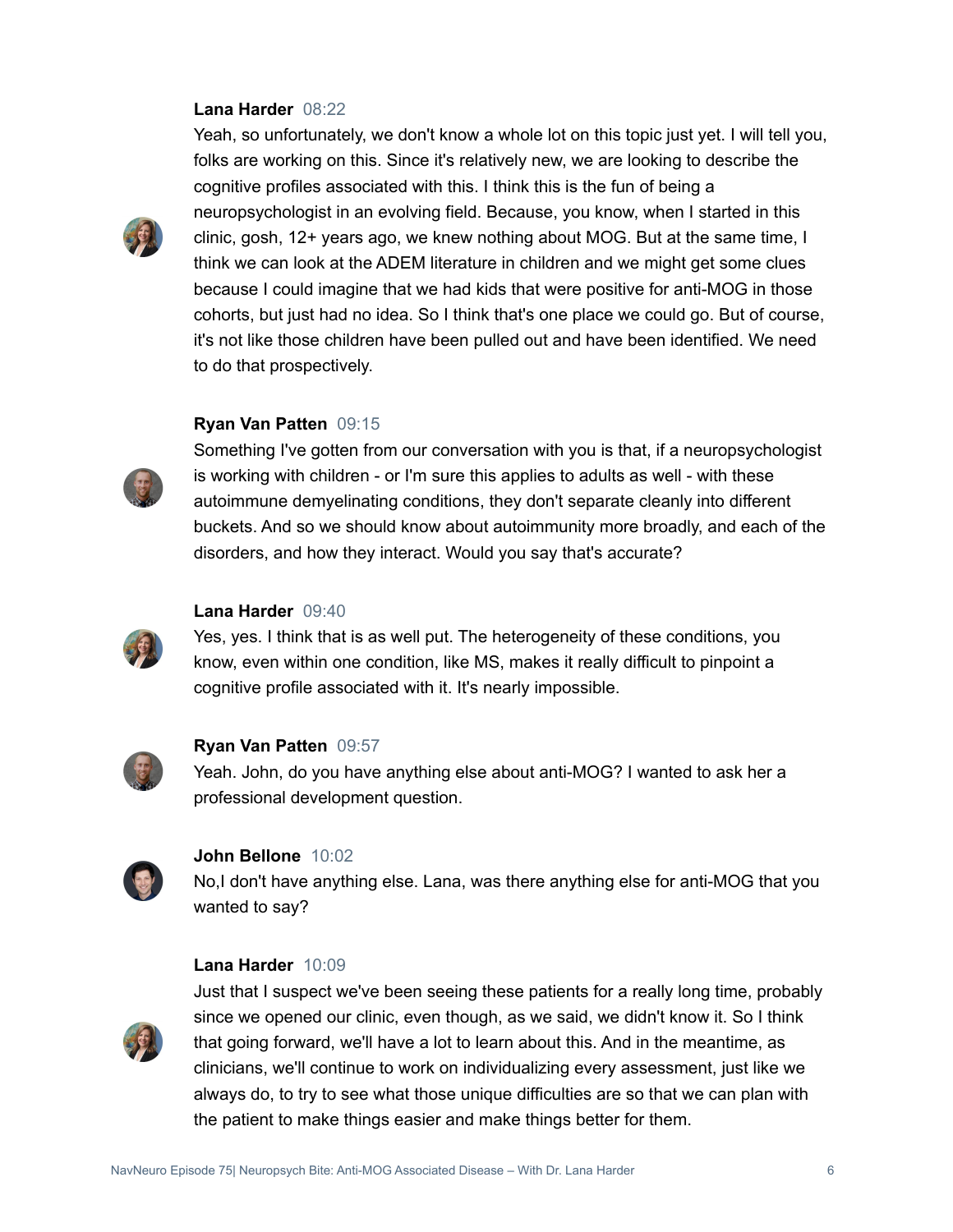**Lana Harder** 08:22

Yeah, so unfortunately, we don't know a whole lot on this topic just yet. I will tell you, folks are working on this. Since it's relatively new, we are looking to describe the cognitive profiles associated with this. I think this is the fun of being a neuropsychologist in an evolving field. Because, you know, when I started in this clinic, gosh, 12+ years ago, we knew nothing about MOG. But at the same time, I think we can look at the ADEM literature in children and we might get some clues because I could imagine that we had kids that were positive for anti-MOG in those cohorts, but just had no idea. So I think that's one place we could go. But of course, it's not like those children have been pulled out and have been identified. We need to do that prospectively.

**Ryan Van Patten** 09:15

Something I've gotten from our conversation with you is that, if a neuropsychologist is working with children - or I'm sure this applies to adults as well - with these autoimmune demyelinating conditions, they don't separate cleanly into different buckets. And so we should know about autoimmunity more broadly, and each of the disorders, and how they interact. Would you say that's accurate?

**Lana Harder** 09:40

Yes, yes. I think that is as well put. The heterogeneity of these conditions, you know, even within one condition, like MS, makes it really difficult to pinpoint a cognitive profile associated with it. It's nearly impossible.

**Ryan Van Patten** 09:57

Yeah. John, do you have anything else about anti-MOG? I wanted to ask her a professional development question.

**John Bellone** 10:02

No,I don't have anything else. Lana, was there anything else for anti-MOG that you wanted to say?

**Lana Harder** 10:09

Just that I suspect we've been seeing these patients for a really long time, probably since we opened our clinic, even though, as we said, we didn't know it. So I think that going forward, we'll have a lot to learn about this. And in the meantime, as clinicians, we'll continue to work on individualizing every assessment, just like we always do, to try to see what those unique difficulties are so that we can plan with the patient to make things easier and make things better for them.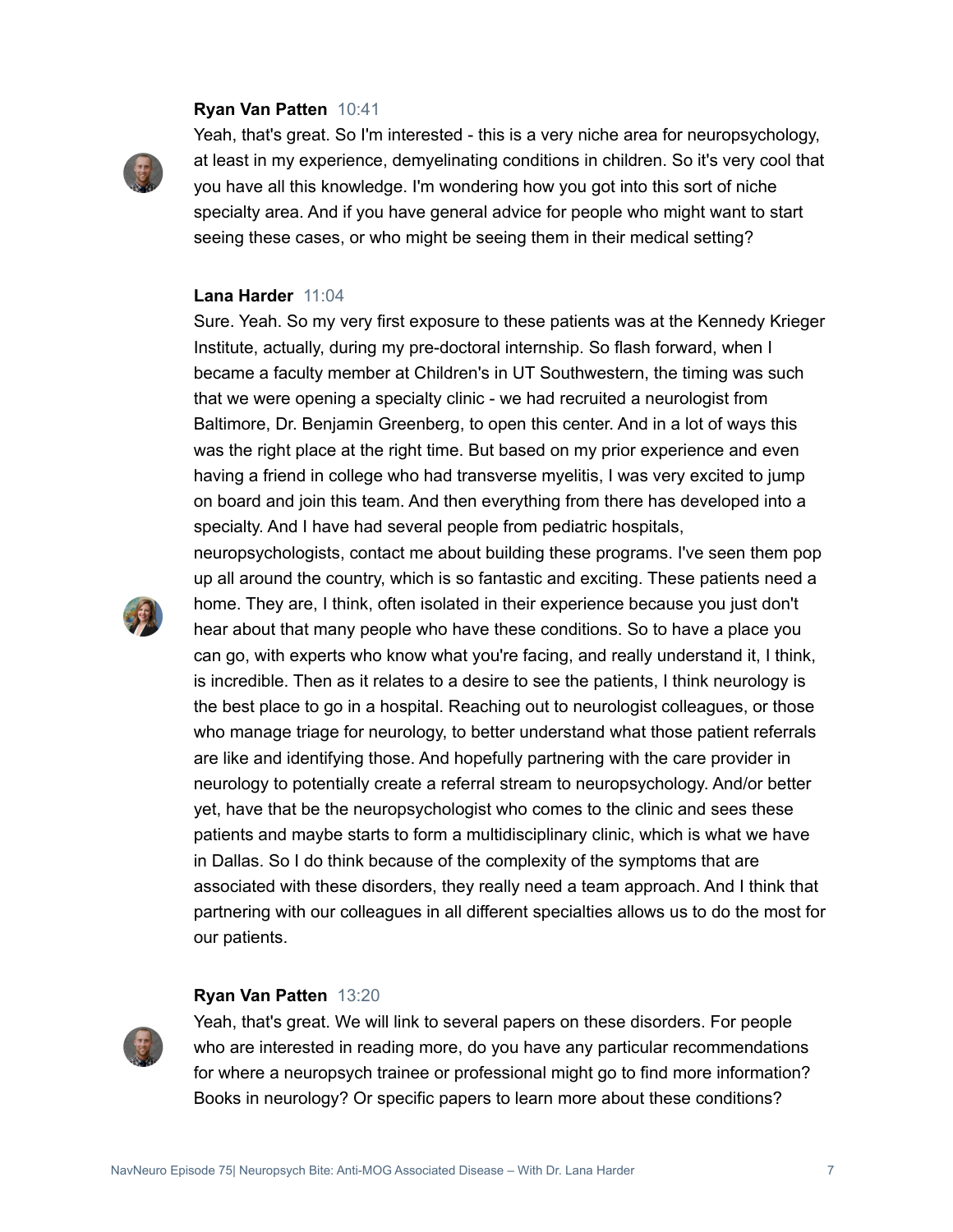**Ryan Van Patten** 10:41

Yeah, that's great. So I'm interested - this is a very niche area for neuropsychology, at least in my experience, demyelinating conditions in children. So it's very cool that you have all this knowledge. I'm wondering how you got into this sort of niche specialty area. And if you have general advice for people who might want to start seeing these cases, or who might be seeing them in their medical setting?

**Lana Harder** 11:04

Sure. Yeah. So my very first exposure to these patients was at the Kennedy Krieger Institute, actually, during my pre-doctoral internship. So flash forward, when I became a faculty member at Children's in UT Southwestern, the timing was such that we were opening a specialty clinic - we had recruited a neurologist from Baltimore, Dr. Benjamin Greenberg, to open this center. And in a lot of ways this was the right place at the right time. But based on my prior experience and even having a friend in college who had transverse myelitis, I was very excited to jump on board and join this team. And then everything from there has developed into a specialty. And I have had several people from pediatric hospitals, neuropsychologists, contact me about building these programs. I've seen them pop up all around the country, which is so fantastic and exciting. These patients need a home. They are, I think, often isolated in their experience because you just don't hear about that many people who have these conditions. So to have a place you can go, with experts who know what you're facing, and really understand it, I think, is incredible. Then as it relates to a desire to see the patients, I think neurology is the best place to go in a hospital. Reaching out to neurologist colleagues, or those who manage triage for neurology, to better understand what those patient referrals are like and identifying those. And hopefully partnering with the care provider in neurology to potentially create a referral stream to neuropsychology. And/or better yet, have that be the neuropsychologist who comes to the clinic and sees these patients and maybe starts to form a multidisciplinary clinic, which is what we have in Dallas. So I do think because of the complexity of the symptoms that are associated with these disorders, they really need a team approach. And I think that partnering with our colleagues in all different specialties allows us to do the most for our patients.

**Ryan Van Patten** 13:20

Yeah, that's great. We will link to several papers on these disorders. For people who are interested in reading more, do you have any particular recommendations for where a neuropsych trainee or professional might go to find more information? Books in neurology? Or specific papers to learn more about these conditions?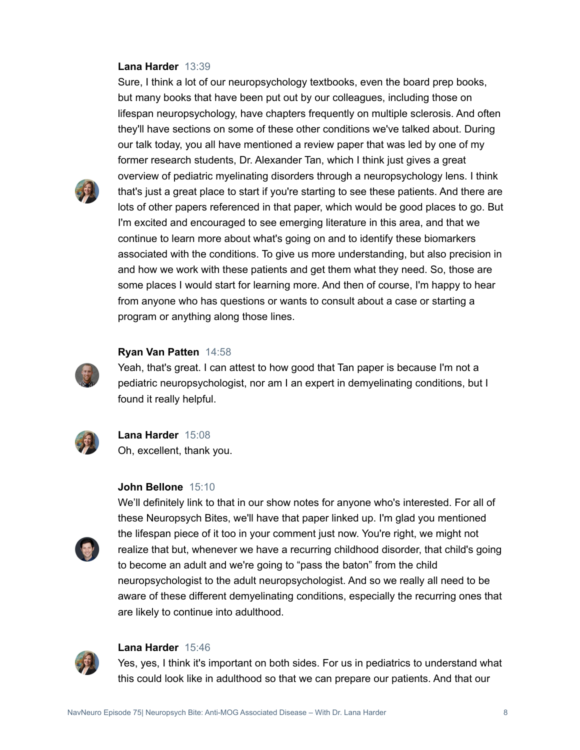**Lana Harder** 13:39

Sure, I think a lot of our neuropsychology textbooks, even the board prep books, but many books that have been put out by our colleagues, including those on lifespan neuropsychology, have chapters frequently on multiple sclerosis. And often they'll have sections on some of these other conditions we've talked about. During our talk today, you all have mentioned a review paper that was led by one of my former research students, Dr. Alexander Tan, which I think just gives a great overview of pediatric myelinating disorders through a neuropsychology lens. I think that's just a great place to start if you're starting to see these patients. And there are lots of other papers referenced in that paper, which would be good places to go. But I'm excited and encouraged to see emerging literature in this area, and that we continue to learn more about what's going on and to identify these biomarkers associated with the conditions. To give us more understanding, but also precision in and how we work with these patients and get them what they need. So, those are some places I would start for learning more. And then of course, I'm happy to hear from anyone who has questions or wants to consult about a case or starting a program or anything along those lines.

**Ryan Van Patten** 14:58

Yeah, that's great. I can attest to how good that Tan paper is because I'm not a pediatric neuropsychologist, nor am I an expert in demyelinating conditions, but I found it really helpful.

**Lana Harder** 15:08

Oh, excellent, thank you.

**John Bellone** 15:10

We'll definitely link to that in our show notes for anyone who's interested. For all of these Neuropsych Bites, we'll have that paper linked up. I'm glad you mentioned the lifespan piece of it too in your comment just now. You're right, we might not realize that but, whenever we have a recurring childhood disorder, that child's going to become an adult and we're going to "pass the baton" from the child neuropsychologist to the adult neuropsychologist. And so we really all need to be aware of these different demyelinating conditions, especially the recurring ones that are likely to continue into adulthood.

**Lana Harder** 15:46

Yes, yes, I think it's important on both sides. For us in pediatrics to understand what this could look like in adulthood so that we can prepare our patients. And that our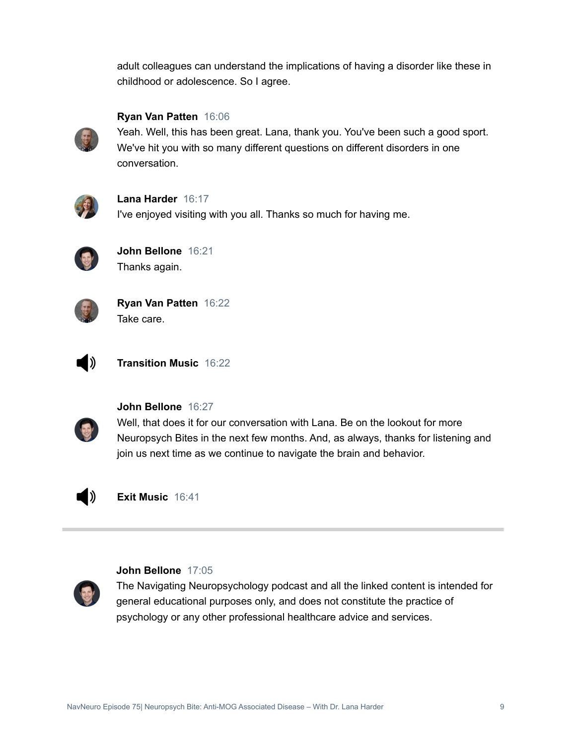adult colleagues can understand the implications of having a disorder like these in childhood or adolescence. So I agree.

**Ryan Van Patten** 16:06
Yeah. Well, this has been great. Lana, thank you. You've been such a good sport. We've hit you with so many different questions on different disorders in one conversation.

**Lana Harder** 16:17
I've enjoyed visiting with you all. Thanks so much for having me.

**John Bellone** 16:21
Thanks again.

**Ryan Van Patten** 16:22
Take care.

**Transition Music** 16:22

**John Bellone** 16:27
Well, that does it for our conversation with Lana. Be on the lookout for more Neuropsych Bites in the next few months. And, as always, thanks for listening and join us next time as we continue to navigate the brain and behavior.

**Exit Music** 16:41

---

**John Bellone** 17:05
The Navigating Neuropsychology podcast and all the linked content is intended for general educational purposes only, and does not constitute the practice of psychology or any other professional healthcare advice and services.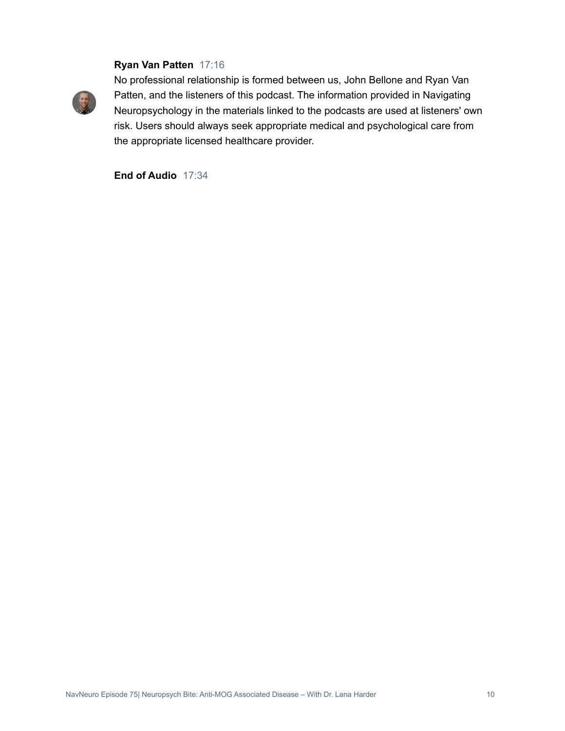**Ryan Van Patten** 17:16

No professional relationship is formed between us, John Bellone and Ryan Van Patten, and the listeners of this podcast. The information provided in Navigating Neuropsychology in the materials linked to the podcasts are used at listeners' own risk. Users should always seek appropriate medical and psychological care from the appropriate licensed healthcare provider.

**End of Audio** 17:34